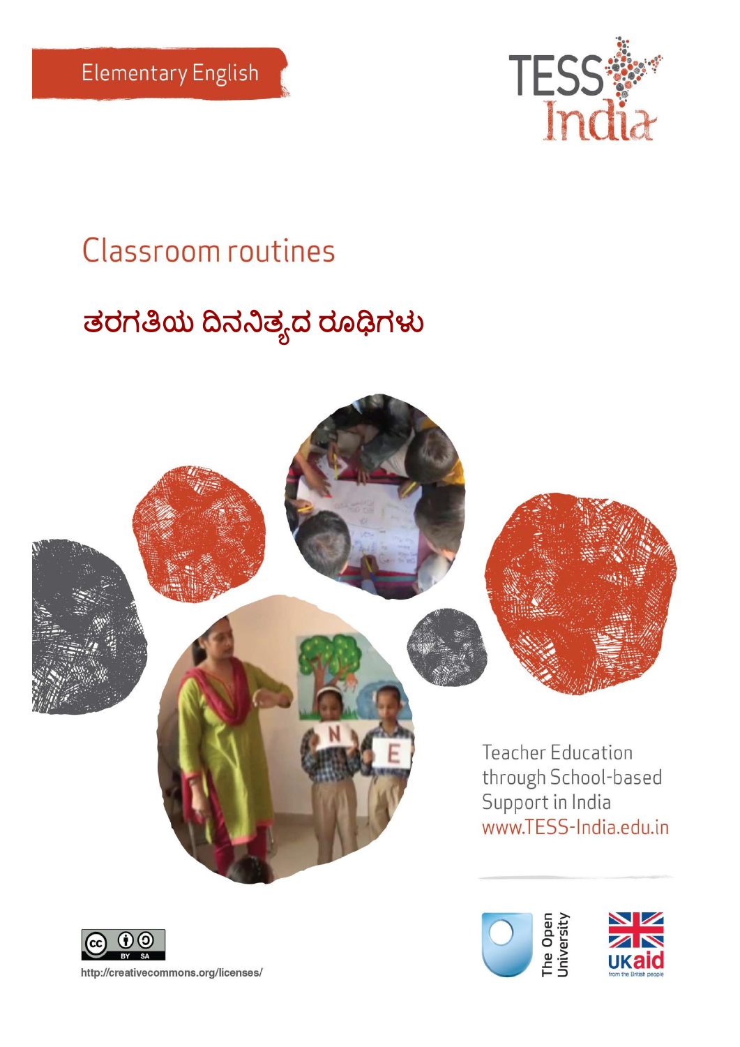Elementary English

TESS India

# Classroom routines

# ತರಗತಿಯ ದಿನನಿತ್ಯದ ರೂಢಿಗಳು

Teacher Education through School-based Support in India
www.TESS-India.edu.in

http://creativecommons.org/licenses/

The Open University

UKaid from the British people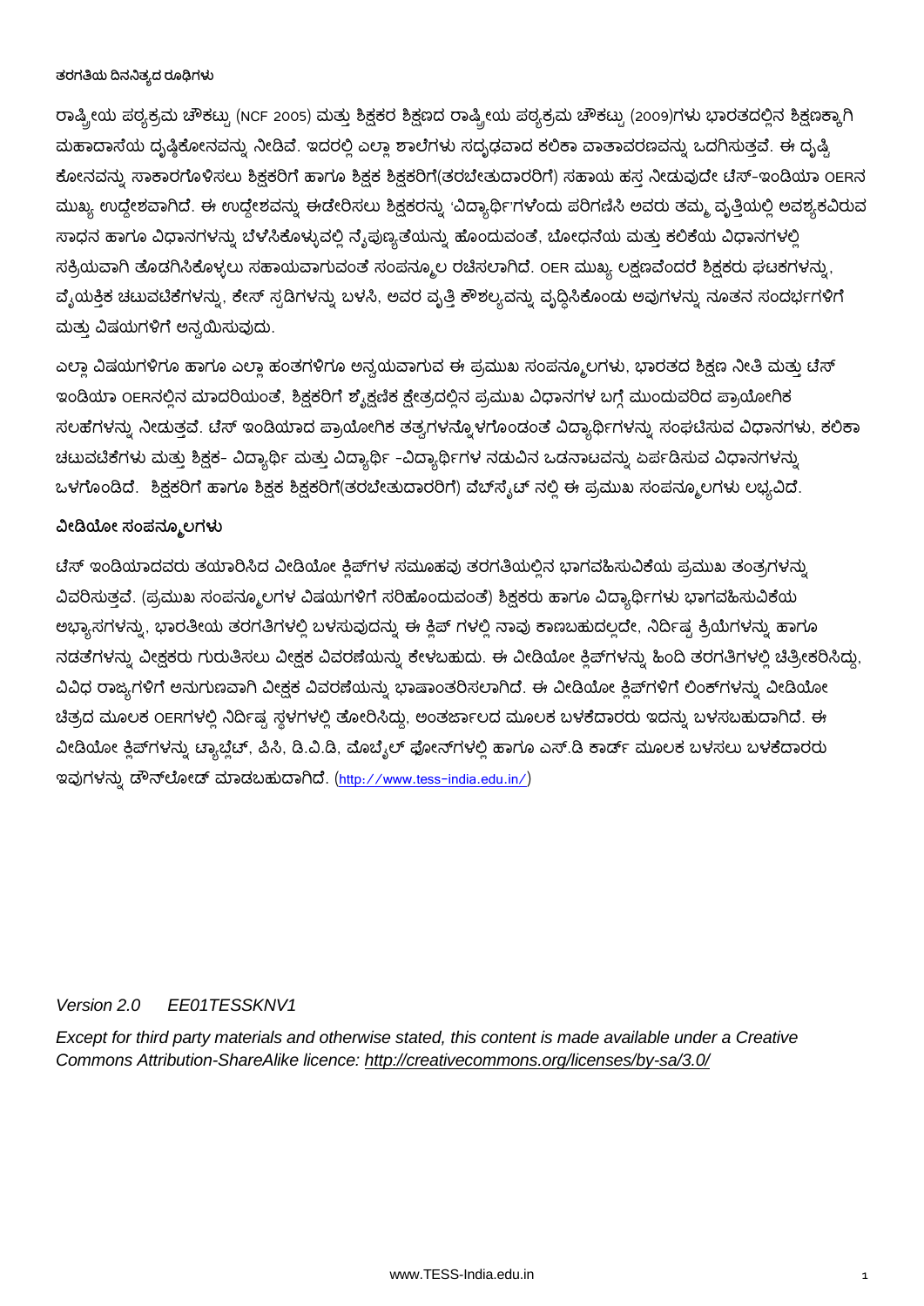### ತರಗತಿಯ ದಿನನಿತ್ಯದ ರೂಢಿಗಳು

ರಾಷ್ಟ್ರೀಯ ಪಠ್ಯಕ್ರಮ ಚೌಕಟ್ಟು (NCF 2005) ಮತ್ತು ಶಿಕ್ಷಕರ ಶಿಕ್ಷಣದ ರಾಷ್ಟ್ರೀಯ ಪಠ್ಯಕ್ರಮ ಚೌಕಟ್ಟು (2009)ಗಳು ಭಾರತದಲ್ಲಿನ ಶಿಕ್ಷಣಕ್ಕಾಗಿ ಮಹಾದಾಸೆಯ ದೃಷ್ಠಿಕೋನವನ್ನು ನೀಡಿವೆ. ಇದರಲ್ಲಿ ಎಲ್ಲಾ ಶಾಲೆಗಳು ಸದೃಢವಾದ ಕಲಿಕಾ ವಾತಾವರಣವನ್ನು ಒದಗಿಸುತ್ತವೆ. ಈ ದೃಷ್ಠಿ ಕೋನವನ್ನು ಸಾಕಾರಗೊಳಿಸಲು ಶಿಕ್ಷಕರಿಗೆ ಹಾಗೂ ಶಿಕ್ಷಕ ಶಿಕ್ಷಕರಿಗೆ(ತರಬೇತುದಾರರಿಗೆ) ಸಹಾಯ ಹಸ್ತ ನೀಡುವುದೇ ಟೆಸ್-ಇಂಡಿಯಾ OERನ ಮುಖ್ಯ ಉದ್ದೇಶವಾಗಿದೆ. ಈ ಉದ್ದೇಶವನ್ನು ಈಡೇರಿಸಲು ಶಿಕ್ಷಕರನ್ನು 'ವಿದ್ಯಾರ್ಥಿ'ಗಳೆಂದು ಪರಿಗಣಿಸಿ ಅವರು ತಮ್ಮ ವೃತ್ತಿಯಲ್ಲಿ ಅವಶ್ಯಕವಿರುವ ಸಾಧನ ಹಾಗೂ ವಿಧಾನಗಳನ್ನು ಬೆಳೆಸಿಕೊಳ್ಳುವಲ್ಲಿ ನೈಪುಣ್ಯತೆಯನ್ನು ಹೊಂದುವಂತೆ, ಬೋಧನೆಯ ಮತ್ತು ಕಲಿಕೆಯ ವಿಧಾನಗಳಲ್ಲಿ ಸಕ್ರಿಯವಾಗಿ ತೊಡಗಿಸಿಕೊಳ್ಳಲು ಸಹಾಯವಾಗುವಂತೆ ಸಂಪನ್ಮೂಲ ರಚಿಸಲಾಗಿದೆ. OER ಮುಖ್ಯ ಲಕ್ಷಣವೆಂದರೆ ಶಿಕ್ಷಕರು ಘಟಕಗಳನ್ನು, ವೈಯಕ್ತಿಕ ಚಟುವಟಿಕೆಗಳನ್ನು, ಕೇಸ್ ಸ್ಟಡಿಗಳನ್ನು ಬಳಸಿ, ಅವರ ವೃತ್ತಿ ಕೌಶಲ್ಯವನ್ನು ವೃದ್ಧಿಸಿಕೊಂಡು ಅವುಗಳನ್ನು ನೂತನ ಸಂದರ್ಭಗಳಿಗೆ ಮತ್ತು ವಿಷಯಗಳಿಗೆ ಅನ್ವಯಿಸುವುದು.

ಎಲ್ಲಾ ವಿಷಯಗಳಿಗೂ ಹಾಗೂ ಎಲ್ಲಾ ಹಂತಗಳಿಗೂ ಅನ್ವಯವಾಗುವ ಈ ಪ್ರಮುಖ ಸಂಪನ್ಮೂಲಗಳು, ಭಾರತದ ಶಿಕ್ಷಣ ನೀತಿ ಮತ್ತು ಟೆಸ್ ಇಂಡಿಯಾ OERನಲ್ಲಿನ ಮಾದರಿಯಂತೆ, ಶಿಕ್ಷಕರಿಗೆ ಶೈಕ್ಷಣಿಕ ಕ್ಷೇತ್ರದಲ್ಲಿನ ಪ್ರಮುಖ ವಿಧಾನಗಳ ಬಗ್ಗೆ ಮುಂದುವರಿದ ಪ್ರಾಯೋಗಿಕ ಸಲಹೆಗಳನ್ನು ನೀಡುತ್ತವೆ. ಟೆಸ್ ಇಂಡಿಯಾದ ಪ್ರಾಯೋಗಿಕ ತತ್ವಗಳನ್ನೊಳಗೊಂಡಂತೆ ವಿದ್ಯಾರ್ಥಿಗಳನ್ನು ಸಂಘಟಿಸುವ ವಿಧಾನಗಳು, ಕಲಿಕಾ ಚಟುವಟಿಕೆಗಳು ಮತ್ತು ಶಿಕ್ಷಕ- ವಿದ್ಯಾರ್ಥಿ ಮತ್ತು ವಿದ್ಯಾರ್ಥಿ -ವಿದ್ಯಾರ್ಥಿಗಳ ನಡುವಿನ ಒಡನಾಟವನ್ನು ಏರ್ಪಡಿಸುವ ವಿಧಾನಗಳನ್ನು ಒಳಗೊಂಡಿದೆ. ಶಿಕ್ಷಕರಿಗೆ ಹಾಗೂ ಶಿಕ್ಷಕ ಶಿಕ್ಷಕರಿಗೆ(ತರಬೇತುದಾರರಿಗೆ) ವೆಬ್‌ಸೈಟ್ ನಲ್ಲಿ ಈ ಪ್ರಮುಖ ಸಂಪನ್ಮೂಲಗಳು ಲಭ್ಯವಿದೆ.

### ವೀಡಿಯೋ ಸಂಪನ್ಮೂಲಗಳು

ಟೆಸ್ ಇಂಡಿಯಾದವರು ತಯಾರಿಸಿದ ವೀಡಿಯೋ ಕ್ಲಿಪ್‌ಗಳ ಸಮೂಹವು ತರಗತಿಯಲ್ಲಿನ ಭಾಗವಹಿಸುವಿಕೆಯ ಪ್ರಮುಖ ತಂತ್ರಗಳನ್ನು ವಿವರಿಸುತ್ತವೆ. (ಪ್ರಮುಖ ಸಂಪನ್ಮೂಲಗಳ ವಿಷಯಗಳಿಗೆ ಸರಿಹೊಂದುವಂತೆ) ಶಿಕ್ಷಕರು ಹಾಗೂ ವಿದ್ಯಾರ್ಥಿಗಳು ಭಾಗವಹಿಸುವಿಕೆಯ ಅಭ್ಯಾಸಗಳನ್ನು, ಭಾರತೀಯ ತರಗತಿಗಳಲ್ಲಿ ಬಳಸುವುದನ್ನು ಈ ಕ್ಲಿಪ್ ಗಳಲ್ಲಿ ನಾವು ಕಾಣಬಹುದಲ್ಲದೇ, ನಿರ್ದಿಷ್ಟ ಕ್ರಿಯೆಗಳನ್ನು ಹಾಗೂ ನಡತೆಗಳನ್ನು ವೀಕ್ಷಕರು ಗುರುತಿಸಲು ವೀಕ್ಷಕ ವಿವರಣೆಯನ್ನು ಕೇಳಬಹುದು. ಈ ವೀಡಿಯೋ ಕ್ಲಿಪ್‌ಗಳನ್ನು ಹಿಂದಿ ತರಗತಿಗಳಲ್ಲಿ ಚಿತ್ರೀಕರಿಸಿದ್ದು, ವಿವಿಧ ರಾಜ್ಯಗಳಿಗೆ ಅನುಗುಣವಾಗಿ ವೀಕ್ಷಕ ವಿವರಣೆಯನ್ನು ಭಾಷಾಂತರಿಸಲಾಗಿದೆ. ಈ ವೀಡಿಯೋ ಕ್ಲಿಪ್‌ಗಳಿಗೆ ಲಿಂಕ್‌ಗಳನ್ನು ವೀಡಿಯೋ ಚಿತ್ರದ ಮೂಲಕ OERಗಳಲ್ಲಿ ನಿರ್ದಿಷ್ಟ ಸ್ಥಳಗಳಲ್ಲಿ ತೋರಿಸಿದ್ದು, ಅಂತರ್ಜಾಲದ ಮೂಲಕ ಬಳಕೆದಾರರು ಇದನ್ನು ಬಳಸಬಹುದಾಗಿದೆ. ಈ ವೀಡಿಯೋ ಕ್ಲಿಪ್‌ಗಳನ್ನು ಟ್ಯಾಬ್ಲೆಟ್, ಪಿಸಿ, ಡಿ.ವಿ.ಡಿ, ಮೊಬೈಲ್ ಫೋನ್‌ಗಳಲ್ಲಿ ಹಾಗೂ ಎಸ್.ಡಿ ಕಾರ್ಡ್ ಮೂಲಕ ಬಳಸಲು ಬಳಕೆದಾರರು ಇವುಗಳನ್ನು ಡೌನ್‌ಲೋಡ್ ಮಾಡಬಹುದಾಗಿದೆ. (http://www.tess-india.edu.in/)

*Version 2.0 EE01TESSKNV1*

*Except for third party materials and otherwise stated, this content is made available under a Creative Commons Attribution-ShareAlike licence: http://creativecommons.org/licenses/by-sa/3.0/*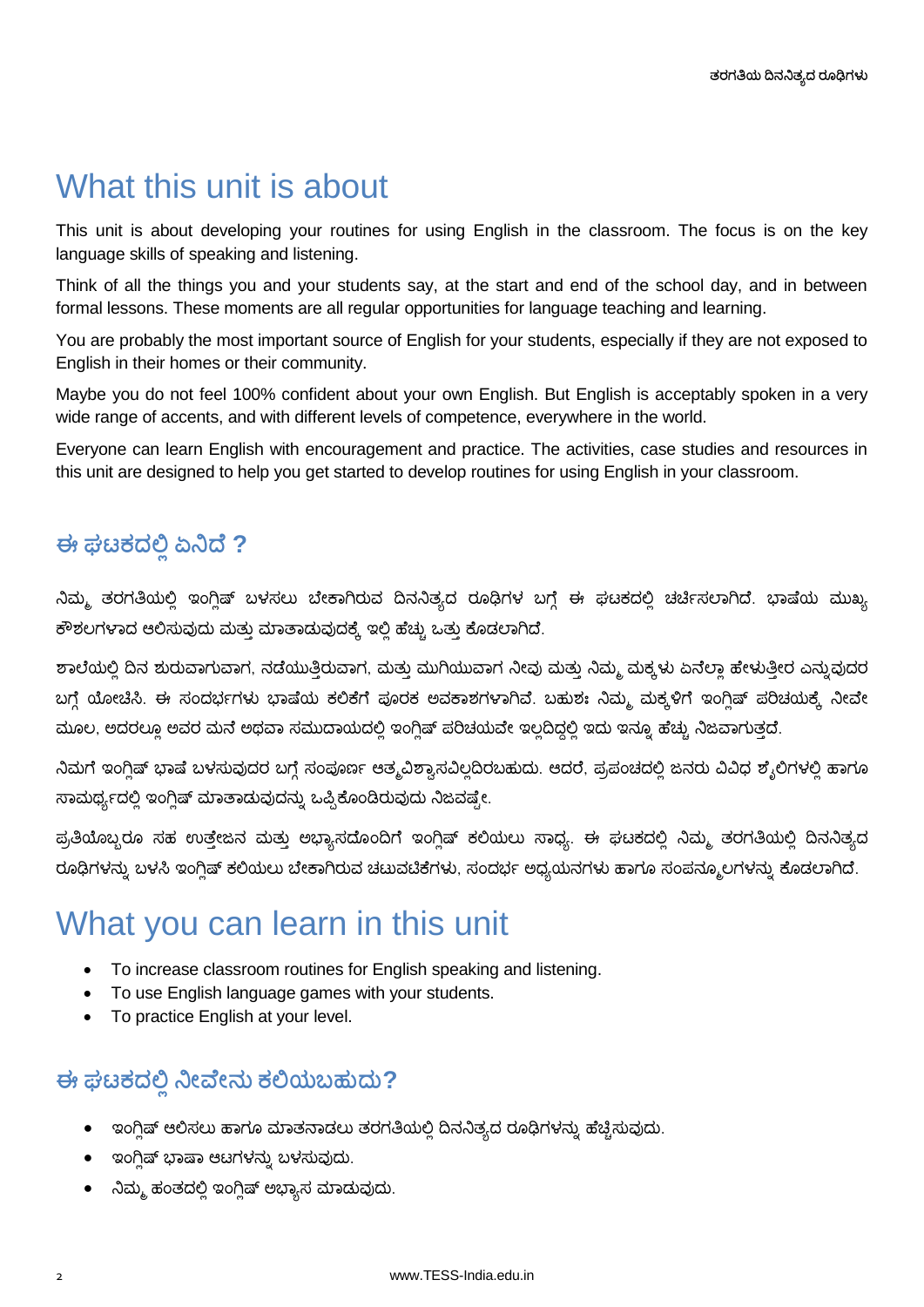# What this unit is about

This unit is about developing your routines for using English in the classroom. The focus is on the key language skills of speaking and listening.

Think of all the things you and your students say, at the start and end of the school day, and in between formal lessons. These moments are all regular opportunities for language teaching and learning.

You are probably the most important source of English for your students, especially if they are not exposed to English in their homes or their community.

Maybe you do not feel 100% confident about your own English. But English is acceptably spoken in a very wide range of accents, and with different levels of competence, everywhere in the world.

Everyone can learn English with encouragement and practice. The activities, case studies and resources in this unit are designed to help you get started to develop routines for using English in your classroom.

## ಈ ಘಟಕದಲ್ಲಿ ಏನಿದೆ ?

ನಿಮ್ಮ ತರಗತಿಯಲ್ಲಿ ಇಂಗ್ಲಿಷ್ ಬಳಸಲು ಬೇಕಾಗಿರುವ ದಿನನಿತ್ಯದ ರೂಢಿಗಳ ಬಗ್ಗೆ ಈ ಘಟಕದಲ್ಲಿ ಚರ್ಚಿಸಲಾಗಿದೆ. ಭಾಷೆಯ ಮುಖ್ಯ ಕೌಶಲಗಳಾದ ಆಲಿಸುವುದು ಮತ್ತು ಮಾತಾಡುವುದಕ್ಕೆ ಇಲ್ಲಿ ಹೆಚ್ಚು ಒತ್ತು ಕೊಡಲಾಗಿದೆ.

ಶಾಲೆಯಲ್ಲಿ ದಿನ ಶುರುವಾಗುವಾಗ, ನಡೆಯುತ್ತಿರುವಾಗ, ಮತ್ತು ಮುಗಿಯುವಾಗ ನೀವು ಮತ್ತು ನಿಮ್ಮ ಮಕ್ಕಳು ಏನೆಲ್ಲಾ ಹೇಳುತ್ತೀರ ಎನ್ನುವುದರ ಬಗ್ಗೆ ಯೋಚಿಸಿ. ಈ ಸಂದರ್ಭಗಳು ಭಾಷೆಯ ಕಲಿಕೆಗೆ ಪೂರಕ ಅವಕಾಶಗಳಾಗಿವೆ. ಬಹುಶಃ ನಿಮ್ಮ ಮಕ್ಕಳಿಗೆ ಇಂಗ್ಲಿಷ್ ಪರಿಚಯಕ್ಕೆ ನೀವೇ ಮೂಲ, ಅದರಲ್ಲೂ ಅವರ ಮನೆ ಅಥವಾ ಸಮುದಾಯದಲ್ಲಿ ಇಂಗ್ಲಿಷ್ ಪರಿಚಯವೇ ಇಲ್ಲದಿದ್ದಲ್ಲಿ ಇದು ಇನ್ನೂ ಹೆಚ್ಚು ನಿಜವಾಗುತ್ತದೆ.

ನಿಮಗೆ ಇಂಗ್ಲಿಷ್ ಭಾಷೆ ಬಳಸುವುದರ ಬಗ್ಗೆ ಸಂಪೂರ್ಣ ಆತ್ಮವಿಶ್ವಾಸವಿಲ್ಲದಿರಬಹುದು. ಆದರೆ, ಪ್ರಪಂಚದಲ್ಲಿ ಜನರು ವಿವಿಧ ಶೈಲಿಗಳಲ್ಲಿ ಹಾಗೂ ಸಾಮರ್ಥ್ಯದಲ್ಲಿ ಇಂಗ್ಲಿಷ್ ಮಾತಾಡುವುದನ್ನು ಒಪ್ಪಿಕೊಂಡಿರುವುದು ನಿಜವಷ್ಟೇ.

ಪ್ರತಿಯೊಬ್ಬರೂ ಸಹ ಉತ್ತೇಜನ ಮತ್ತು ಅಭ್ಯಾಸದೊಂದಿಗೆ ಇಂಗ್ಲಿಷ್ ಕಲಿಯಲು ಸಾಧ್ಯ. ಈ ಘಟಕದಲ್ಲಿ ನಿಮ್ಮ ತರಗತಿಯಲ್ಲಿ ದಿನನಿತ್ಯದ ರೂಢಿಗಳನ್ನು ಬಳಸಿ ಇಂಗ್ಲಿಷ್ ಕಲಿಯಲು ಬೇಕಾಗಿರುವ ಚಟುವಟಿಕೆಗಳು, ಸಂದರ್ಭ ಅಧ್ಯಯನಗಳು ಹಾಗೂ ಸಂಪನ್ಮೂಲಗಳನ್ನು ಕೊಡಲಾಗಿದೆ.

# What you can learn in this unit

- To increase classroom routines for English speaking and listening.
- To use English language games with your students.
- To practice English at your level.

## ಈ ಘಟಕದಲ್ಲಿ ನೀವೇನು ಕಲಿಯಬಹುದು?

- ಇಂಗ್ಲಿಷ್ ಆಲಿಸಲು ಹಾಗೂ ಮಾತನಾಡಲು ತರಗತಿಯಲ್ಲಿ ದಿನನಿತ್ಯದ ರೂಢಿಗಳನ್ನು ಹೆಚ್ಚಿಸುವುದು.
- ಇಂಗ್ಲಿಷ್ ಭಾಷಾ ಆಟಗಳನ್ನು ಬಳಸುವುದು.
- ನಿಮ್ಮ ಹಂತದಲ್ಲಿ ಇಂಗ್ಲಿಷ್ ಅಭ್ಯಾಸ ಮಾಡುವುದು.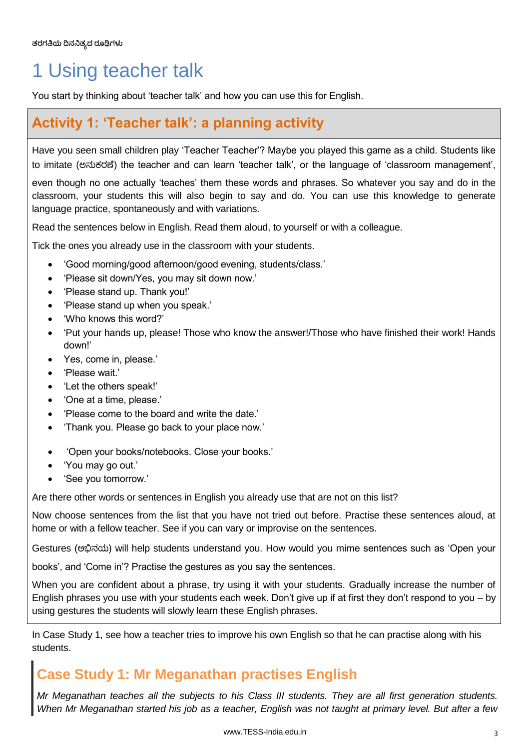# 1 Using teacher talk

You start by thinking about 'teacher talk' and how you can use this for English.

## Activity 1: 'Teacher talk': a planning activity

Have you seen small children play 'Teacher Teacher'? Maybe you played this game as a child. Students like to imitate (ಅನುಕರಣೆ) the teacher and can learn 'teacher talk', or the language of 'classroom management', even though no one actually 'teaches' them these words and phrases. So whatever you say and do in the classroom, your students this will also begin to say and do. You can use this knowledge to generate language practice, spontaneously and with variations.

Read the sentences below in English. Read them aloud, to yourself or with a colleague.

Tick the ones you already use in the classroom with your students.

- 'Good morning/good afternoon/good evening, students/class.'
- 'Please sit down/Yes, you may sit down now.'
- 'Please stand up. Thank you!'
- 'Please stand up when you speak.'
- 'Who knows this word?'
- 'Put your hands up, please! Those who know the answer!/Those who have finished their work! Hands down!'
- Yes, come in, please.'
- 'Please wait.'
- 'Let the others speak!'
- 'One at a time, please.'
- 'Please come to the board and write the date.'
- 'Thank you. Please go back to your place now.'
- 'Open your books/notebooks. Close your books.'
- 'You may go out.'
- 'See you tomorrow.'

Are there other words or sentences in English you already use that are not on this list?

Now choose sentences from the list that you have not tried out before. Practise these sentences aloud, at home or with a fellow teacher. See if you can vary or improvise on the sentences.

Gestures (ಅಭಿನಯ) will help students understand you. How would you mime sentences such as 'Open your books', and 'Come in'? Practise the gestures as you say the sentences.

When you are confident about a phrase, try using it with your students. Gradually increase the number of English phrases you use with your students each week. Don't give up if at first they don't respond to you – by using gestures the students will slowly learn these English phrases.

In Case Study 1, see how a teacher tries to improve his own English so that he can practise along with his students.

## Case Study 1: Mr Meganathan practises English

*Mr Meganathan teaches all the subjects to his Class III students. They are all first generation students. When Mr Meganathan started his job as a teacher, English was not taught at primary level. But after a few*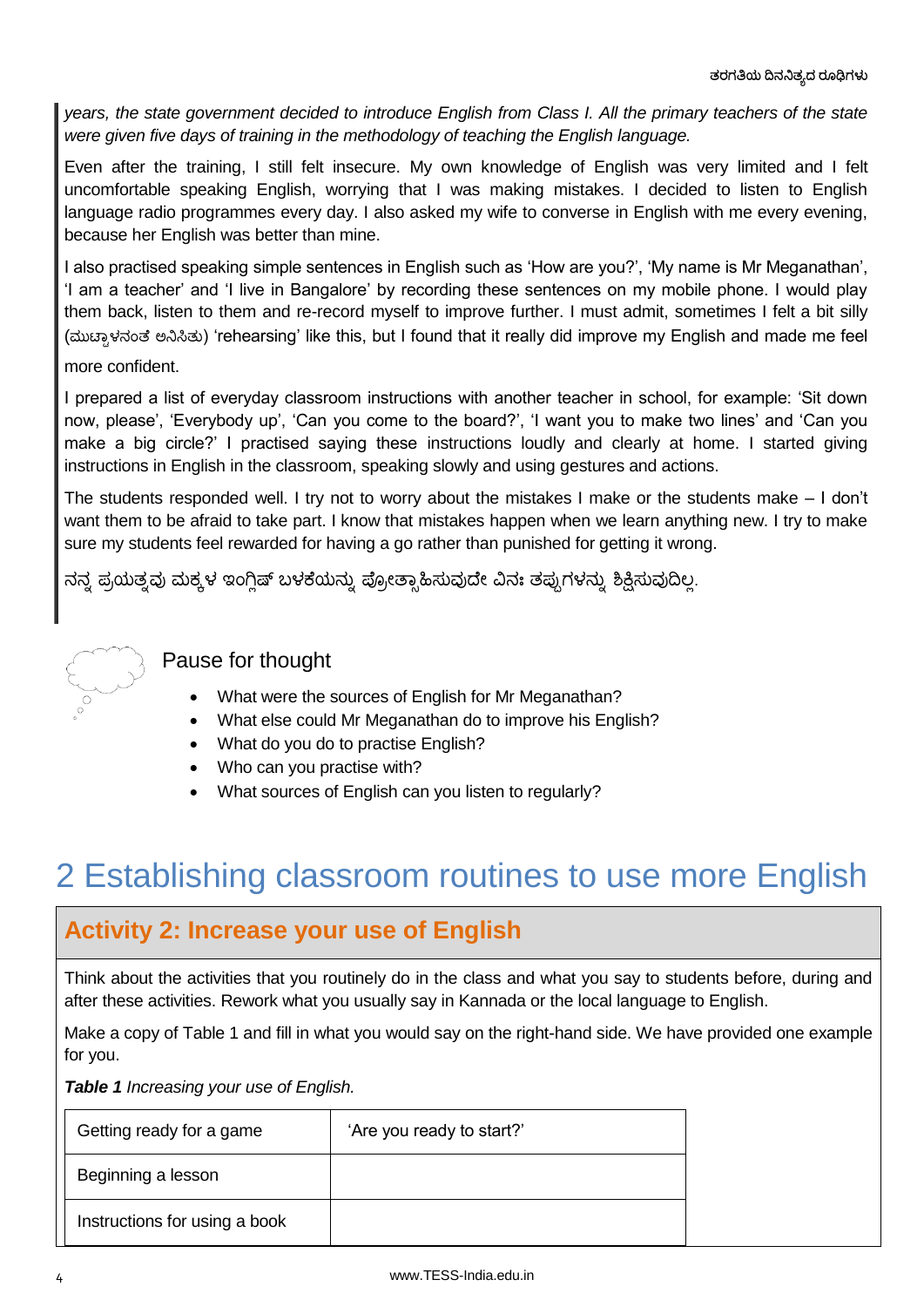*years, the state government decided to introduce English from Class I. All the primary teachers of the state were given five days of training in the methodology of teaching the English language.*

Even after the training, I still felt insecure. My own knowledge of English was very limited and I felt uncomfortable speaking English, worrying that I was making mistakes. I decided to listen to English language radio programmes every day. I also asked my wife to converse in English with me every evening, because her English was better than mine.

I also practised speaking simple sentences in English such as 'How are you?', 'My name is Mr Meganathan', 'I am a teacher' and 'I live in Bangalore' by recording these sentences on my mobile phone. I would play them back, listen to them and re-record myself to improve further. I must admit, sometimes I felt a bit silly (ಮುಟ್ಠಾಳನಂತೆ ಅನಿಸಿತು) 'rehearsing' like this, but I found that it really did improve my English and made me feel more confident.

I prepared a list of everyday classroom instructions with another teacher in school, for example: 'Sit down now, please', 'Everybody up', 'Can you come to the board?', 'I want you to make two lines' and 'Can you make a big circle?' I practised saying these instructions loudly and clearly at home. I started giving instructions in English in the classroom, speaking slowly and using gestures and actions.

The students responded well. I try not to worry about the mistakes I make or the students make – I don't want them to be afraid to take part. I know that mistakes happen when we learn anything new. I try to make sure my students feel rewarded for having a go rather than punished for getting it wrong.

ನನ್ನ ಪ್ರಯತ್ನವು ಮಕ್ಕಳ ಇಂಗ್ಲಿಷ್ ಬಳಕೆಯನ್ನು ಪ್ರೋತ್ಸಾಹಿಸುವುದೇ ವಿನಃ ತಪ್ಪುಗಳನ್ನು ಶಿಕ್ಷಿಸುವುದಿಲ್ಲ.

### Pause for thought

- What were the sources of English for Mr Meganathan?
- What else could Mr Meganathan do to improve his English?
- What do you do to practise English?
- Who can you practise with?
- What sources of English can you listen to regularly?

# 2 Establishing classroom routines to use more English

## Activity 2: Increase your use of English

Think about the activities that you routinely do in the class and what you say to students before, during and after these activities. Rework what you usually say in Kannada or the local language to English.

Make a copy of Table 1 and fill in what you would say on the right-hand side. We have provided one example for you.

***Table 1** Increasing your use of English.*

| | |
|---|---|
| Getting ready for a game | 'Are you ready to start?' |
| Beginning a lesson | |
| Instructions for using a book | |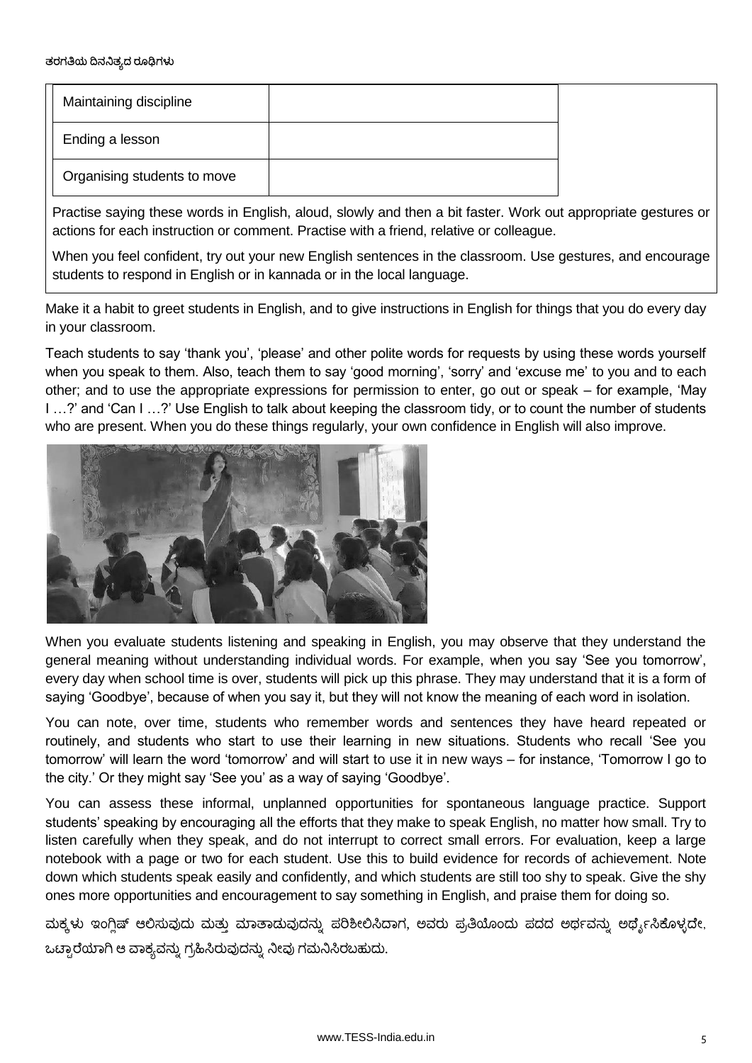| Maintaining discipline | |
| --- | --- |
| Ending a lesson | |
| Organising students to move | |

Practise saying these words in English, aloud, slowly and then a bit faster. Work out appropriate gestures or actions for each instruction or comment. Practise with a friend, relative or colleague.

When you feel confident, try out your new English sentences in the classroom. Use gestures, and encourage students to respond in English or in kannada or in the local language.

Make it a habit to greet students in English, and to give instructions in English for things that you do every day in your classroom.

Teach students to say 'thank you', 'please' and other polite words for requests by using these words yourself when you speak to them. Also, teach them to say 'good morning', 'sorry' and 'excuse me' to you and to each other; and to use the appropriate expressions for permission to enter, go out or speak – for example, 'May I …?' and 'Can I …?' Use English to talk about keeping the classroom tidy, or to count the number of students who are present. When you do these things regularly, your own confidence in English will also improve.

When you evaluate students listening and speaking in English, you may observe that they understand the general meaning without understanding individual words. For example, when you say 'See you tomorrow', every day when school time is over, students will pick up this phrase. They may understand that it is a form of saying 'Goodbye', because of when you say it, but they will not know the meaning of each word in isolation.

You can note, over time, students who remember words and sentences they have heard repeated or routinely, and students who start to use their learning in new situations. Students who recall 'See you tomorrow' will learn the word 'tomorrow' and will start to use it in new ways – for instance, 'Tomorrow I go to the city.' Or they might say 'See you' as a way of saying 'Goodbye'.

You can assess these informal, unplanned opportunities for spontaneous language practice. Support students' speaking by encouraging all the efforts that they make to speak English, no matter how small. Try to listen carefully when they speak, and do not interrupt to correct small errors. For evaluation, keep a large notebook with a page or two for each student. Use this to build evidence for records of achievement. Note down which students speak easily and confidently, and which students are still too shy to speak. Give the shy ones more opportunities and encouragement to say something in English, and praise them for doing so.

ಮಕ್ಕಳು ಇಂಗ್ಲಿಷ್ ಆಲಿಸುವುದು ಮತ್ತು ಮಾತಾಡುವುದನ್ನು ಪರಿಶೀಲಿಸಿದಾಗ, ಅವರು ಪ್ರತಿಯೊಂದು ಪದದ ಅರ್ಥವನ್ನು ಅರ್ಥೈಸಿಕೊಳ್ಳದೇ, ಒಟ್ಟಾರೆಯಾಗಿ ಆ ವಾಕ್ಯವನ್ನು ಗ್ರಹಿಸಿರುವುದನ್ನು ನೀವು ಗಮನಿಸಿರಬಹುದು.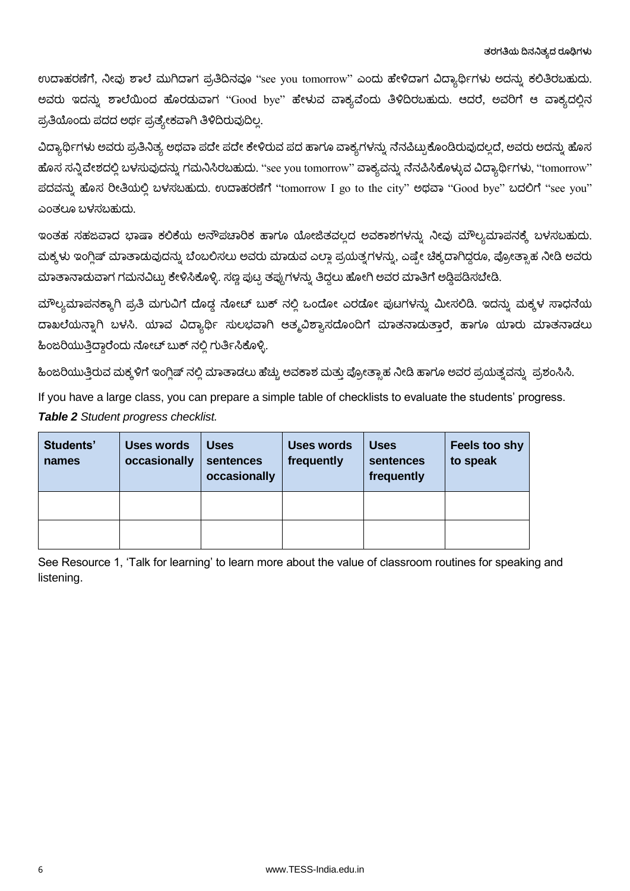ಉದಾಹರಣೆಗೆ, ನೀವು ಶಾಲೆ ಮುಗಿದಾಗ ಪ್ರತಿದಿನವೂ "see you tomorrow" ಎಂದು ಹೇಳಿದಾಗ ವಿದ್ಯಾರ್ಥಿಗಳು ಅದನ್ನು ಕಲಿತಿರಬಹುದು. ಅವರು ಇದನ್ನು ಶಾಲೆಯಿಂದ ಹೊರಡುವಾಗ "Good bye" ಹೇಳುವ ವಾಕ್ಯವೆಂದು ತಿಳಿದಿರಬಹುದು. ಆದರೆ, ಅವರಿಗೆ ಆ ವಾಕ್ಯದಲ್ಲಿನ ಪ್ರತಿಯೊಂದು ಪದದ ಅರ್ಥ ಪ್ರತ್ಯೇಕವಾಗಿ ತಿಳಿದಿರುವುದಿಲ್ಲ.

ವಿದ್ಯಾರ್ಥಿಗಳು ಅವರು ಪ್ರತಿನಿತ್ಯ ಅಥವಾ ಪದೇ ಪದೇ ಕೇಳಿರುವ ಪದ ಹಾಗೂ ವಾಕ್ಯಗಳನ್ನು ನೆನಪಿಟ್ಟುಕೊಂಡಿರುವುದಲ್ಲದೆ, ಅವರು ಅದನ್ನು ಹೊಸ ಹೊಸ ಸನ್ನಿವೇಶದಲ್ಲಿ ಬಳಸುವುದನ್ನು ಗಮನಿಸಿರಬಹುದು. "see you tomorrow" ವಾಕ್ಯವನ್ನು ನೆನಪಿಸಿಕೊಳ್ಳುವ ವಿದ್ಯಾರ್ಥಿಗಳು, "tomorrow" ಪದವನ್ನು ಹೊಸ ರೀತಿಯಲ್ಲಿ ಬಳಸಬಹುದು. ಉದಾಹರಣೆಗೆ "tomorrow I go to the city" ಅಥವಾ "Good bye" ಬದಲಿಗೆ "see you" ಎಂತಲೂ ಬಳಸಬಹುದು.

ಇಂತಹ ಸಹಜವಾದ ಭಾಷಾ ಕಲಿಕೆಯ ಅನೌಪಚಾರಿಕ ಹಾಗೂ ಯೋಜಿತವಲ್ಲದ ಅವಕಾಶಗಳನ್ನು ನೀವು ಮೌಲ್ಯಮಾಪನಕ್ಕೆ ಬಳಸಬಹುದು. ಮಕ್ಕಳು ಇಂಗ್ಲಿಷ್ ಮಾತಾಡುವುದನ್ನು ಬೆಂಬಲಿಸಲು ಅವರು ಮಾಡುವ ಎಲ್ಲಾ ಪ್ರಯತ್ನಗಳನ್ನು, ಎಷ್ಟೇ ಚಿಕ್ಕದಾಗಿದ್ದರೂ, ಪ್ರೋತ್ಸಾಹ ನೀಡಿ ಅವರು ಮಾತಾನಾಡುವಾಗ ಗಮನವಿಟ್ಟು ಕೇಳಿಸಿಕೊಳ್ಳಿ. ಸಣ್ಣ ಪುಟ್ಟ ತಪ್ಪುಗಳನ್ನು ತಿದ್ದಲು ಹೋಗಿ ಅವರ ಮಾತಿಗೆ ಅಡ್ಡಿಪಡಿಸಬೇಡಿ.

ಮೌಲ್ಯಮಾಪನಕ್ಕಾಗಿ ಪ್ರತಿ ಮಗುವಿಗೆ ದೊಡ್ಡ ನೋಟ್ ಬುಕ್ ನಲ್ಲಿ ಒಂದೋ ಎರಡೋ ಪುಟಗಳನ್ನು ಮೀಸಲಿಡಿ. ಇದನ್ನು ಮಕ್ಕಳ ಸಾಧನೆಯ ದಾಖಲೆಯನ್ನಾಗಿ ಬಳಸಿ. ಯಾವ ವಿದ್ಯಾರ್ಥಿ ಸುಲಭವಾಗಿ ಆತ್ಮವಿಶ್ವಾಸದೊಂದಿಗೆ ಮಾತನಾಡುತ್ತಾರೆ, ಹಾಗೂ ಯಾರು ಮಾತನಾಡಲು ಹಿಂಜರಿಯುತ್ತಿದ್ದಾರೆಂದು ನೋಟ್ ಬುಕ್ ನಲ್ಲಿ ಗುರ್ತಿಸಿಕೊಳ್ಳಿ.

ಹಿಂಜರಿಯುತ್ತಿರುವ ಮಕ್ಕಳಿಗೆ ಇಂಗ್ಲಿಷ್ ನಲ್ಲಿ ಮಾತಾಡಲು ಹೆಚ್ಚು ಅವಕಾಶ ಮತ್ತು ಪ್ರೋತ್ಸಾಹ ನೀಡಿ ಹಾಗೂ ಅವರ ಪ್ರಯತ್ನವನ್ನು ಪ್ರಶಂಸಿಸಿ.

If you have a large class, you can prepare a simple table of checklists to evaluate the students' progress.

***Table 2*** *Student progress checklist.*

| Students' names | Uses words occasionally | Uses sentences occasionally | Uses words frequently | Uses sentences frequently | Feels too shy to speak |
|---|---|---|---|---|---|
| | | | | | |
| | | | | | |

See Resource 1, 'Talk for learning' to learn more about the value of classroom routines for speaking and listening.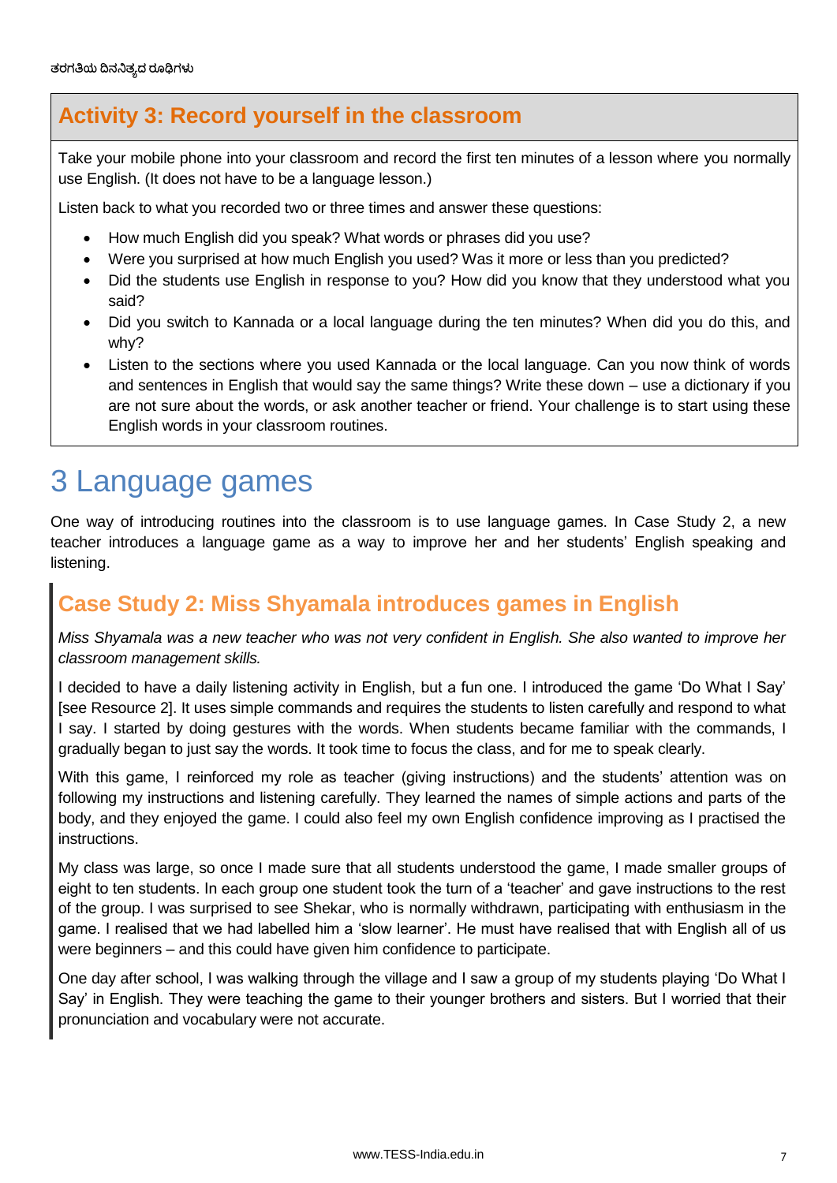## Activity 3: Record yourself in the classroom

Take your mobile phone into your classroom and record the first ten minutes of a lesson where you normally use English. (It does not have to be a language lesson.)

Listen back to what you recorded two or three times and answer these questions:

- How much English did you speak? What words or phrases did you use?
- Were you surprised at how much English you used? Was it more or less than you predicted?
- Did the students use English in response to you? How did you know that they understood what you said?
- Did you switch to Kannada or a local language during the ten minutes? When did you do this, and why?
- Listen to the sections where you used Kannada or the local language. Can you now think of words and sentences in English that would say the same things? Write these down – use a dictionary if you are not sure about the words, or ask another teacher or friend. Your challenge is to start using these English words in your classroom routines.

# 3 Language games

One way of introducing routines into the classroom is to use language games. In Case Study 2, a new teacher introduces a language game as a way to improve her and her students' English speaking and listening.

## Case Study 2: Miss Shyamala introduces games in English

*Miss Shyamala was a new teacher who was not very confident in English. She also wanted to improve her classroom management skills.*

I decided to have a daily listening activity in English, but a fun one. I introduced the game 'Do What I Say' [see Resource 2]. It uses simple commands and requires the students to listen carefully and respond to what I say. I started by doing gestures with the words. When students became familiar with the commands, I gradually began to just say the words. It took time to focus the class, and for me to speak clearly.

With this game, I reinforced my role as teacher (giving instructions) and the students' attention was on following my instructions and listening carefully. They learned the names of simple actions and parts of the body, and they enjoyed the game. I could also feel my own English confidence improving as I practised the instructions.

My class was large, so once I made sure that all students understood the game, I made smaller groups of eight to ten students. In each group one student took the turn of a 'teacher' and gave instructions to the rest of the group. I was surprised to see Shekar, who is normally withdrawn, participating with enthusiasm in the game. I realised that we had labelled him a 'slow learner'. He must have realised that with English all of us were beginners – and this could have given him confidence to participate.

One day after school, I was walking through the village and I saw a group of my students playing 'Do What I Say' in English. They were teaching the game to their younger brothers and sisters. But I worried that their pronunciation and vocabulary were not accurate.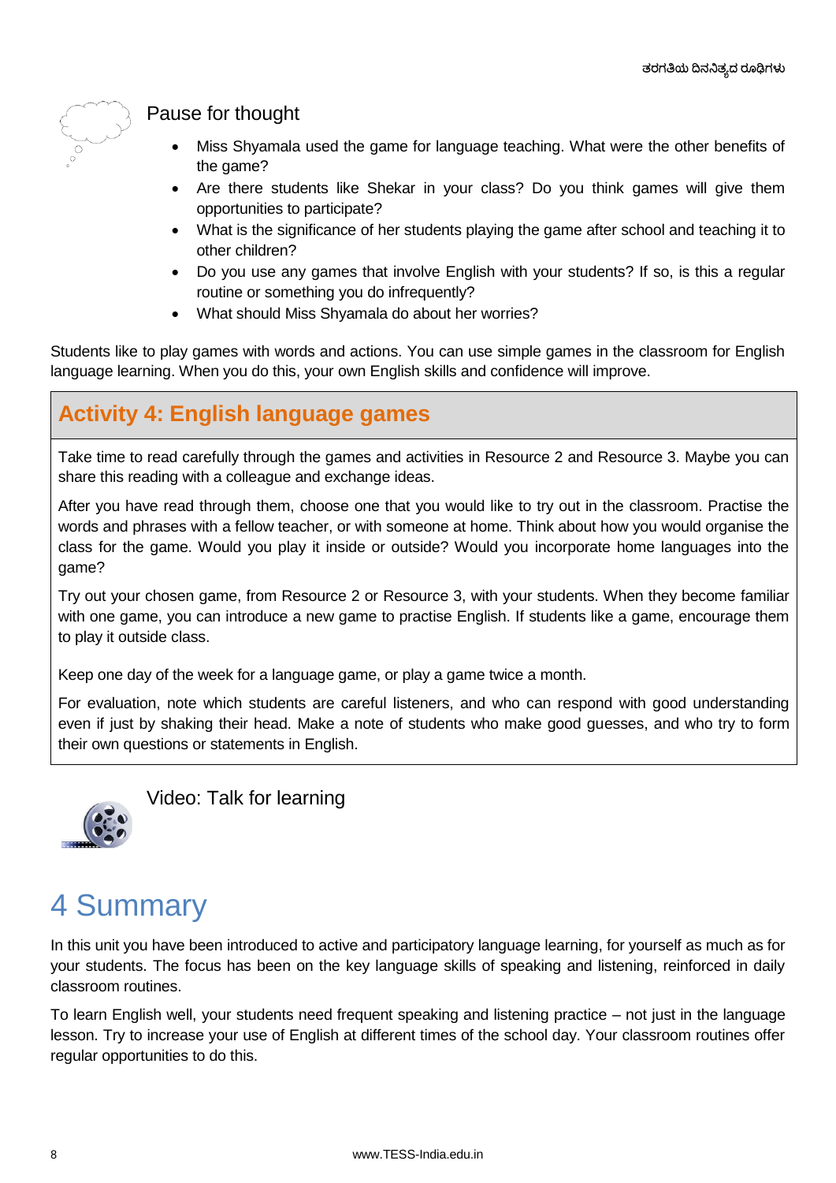### Pause for thought

- Miss Shyamala used the game for language teaching. What were the other benefits of the game?
- Are there students like Shekar in your class? Do you think games will give them opportunities to participate?
- What is the significance of her students playing the game after school and teaching it to other children?
- Do you use any games that involve English with your students? If so, is this a regular routine or something you do infrequently?
- What should Miss Shyamala do about her worries?

Students like to play games with words and actions. You can use simple games in the classroom for English language learning. When you do this, your own English skills and confidence will improve.

### Activity 4: English language games

Take time to read carefully through the games and activities in Resource 2 and Resource 3. Maybe you can share this reading with a colleague and exchange ideas.

After you have read through them, choose one that you would like to try out in the classroom. Practise the words and phrases with a fellow teacher, or with someone at home. Think about how you would organise the class for the game. Would you play it inside or outside? Would you incorporate home languages into the game?

Try out your chosen game, from Resource 2 or Resource 3, with your students. When they become familiar with one game, you can introduce a new game to practise English. If students like a game, encourage them to play it outside class.

Keep one day of the week for a language game, or play a game twice a month.

For evaluation, note which students are careful listeners, and who can respond with good understanding even if just by shaking their head. Make a note of students who make good guesses, and who try to form their own questions or statements in English.

### Video: Talk for learning

# 4 Summary

In this unit you have been introduced to active and participatory language learning, for yourself as much as for your students. The focus has been on the key language skills of speaking and listening, reinforced in daily classroom routines.

To learn English well, your students need frequent speaking and listening practice – not just in the language lesson. Try to increase your use of English at different times of the school day. Your classroom routines offer regular opportunities to do this.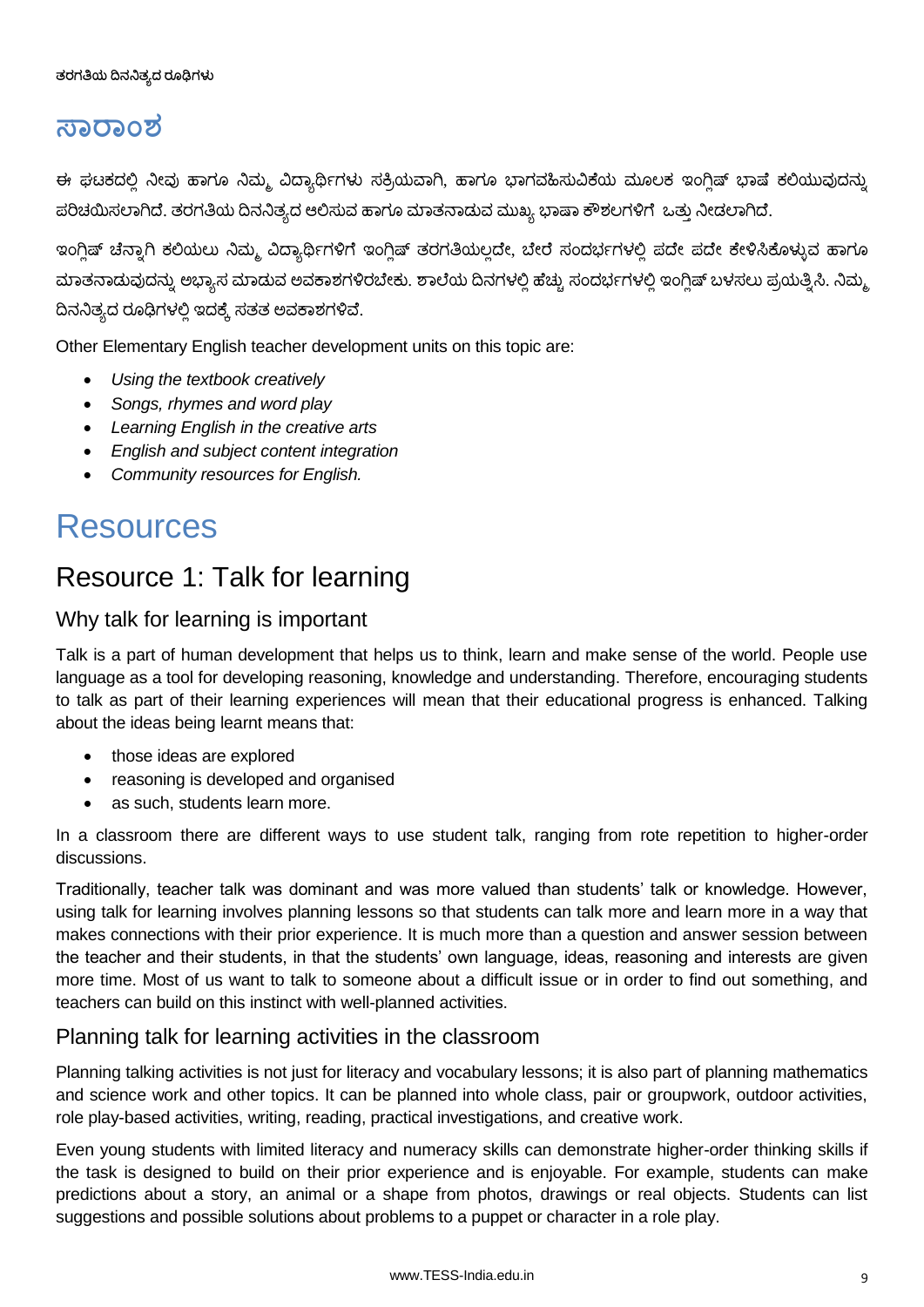## ಸಾರಾಂಶ

ಈ ಘಟಕದಲ್ಲಿ ನೀವು ಹಾಗೂ ನಿಮ್ಮ ವಿದ್ಯಾರ್ಥಿಗಳು ಸಕ್ರಿಯವಾಗಿ, ಹಾಗೂ ಭಾಗವಹಿಸುವಿಕೆಯ ಮೂಲಕ ಇಂಗ್ಲಿಷ್ ಭಾಷೆ ಕಲಿಯುವುದನ್ನು ಪರಿಚಯಿಸಲಾಗಿದೆ. ತರಗತಿಯ ದಿನನಿತ್ಯದ ಆಲಿಸುವ ಹಾಗೂ ಮಾತನಾಡುವ ಮುಖ್ಯ ಭಾಷಾ ಕೌಶಲಗಳಿಗೆ ಒತ್ತು ನೀಡಲಾಗಿದೆ.

ಇಂಗ್ಲಿಷ್ ಚೆನ್ನಾಗಿ ಕಲಿಯಲು ನಿಮ್ಮ ವಿದ್ಯಾರ್ಥಿಗಳಿಗೆ ಇಂಗ್ಲಿಷ್ ತರಗತಿಯಲ್ಲದೇ, ಬೇರೆ ಸಂದರ್ಭಗಳಲ್ಲಿ ಪದೇ ಪದೇ ಕೇಳಿಸಿಕೊಳ್ಳುವ ಹಾಗೂ ಮಾತನಾಡುವುದನ್ನು ಅಭ್ಯಾಸ ಮಾಡುವ ಅವಕಾಶಗಳಿರಬೇಕು. ಶಾಲೆಯ ದಿನಗಳಲ್ಲಿ ಹೆಚ್ಚು ಸಂದರ್ಭಗಳಲ್ಲಿ ಇಂಗ್ಲಿಷ್ ಬಳಸಲು ಪ್ರಯತ್ನಿಸಿ. ನಿಮ್ಮ ದಿನನಿತ್ಯದ ರೂಢಿಗಳಲ್ಲಿ ಇದಕ್ಕೆ ಸತತ ಅವಕಾಶಗಳಿವೆ.

Other Elementary English teacher development units on this topic are:

- *Using the textbook creatively*
- *Songs, rhymes and word play*
- *Learning English in the creative arts*
- *English and subject content integration*
- *Community resources for English.*

# Resources

## Resource 1: Talk for learning

### Why talk for learning is important

Talk is a part of human development that helps us to think, learn and make sense of the world. People use language as a tool for developing reasoning, knowledge and understanding. Therefore, encouraging students to talk as part of their learning experiences will mean that their educational progress is enhanced. Talking about the ideas being learnt means that:

- those ideas are explored
- reasoning is developed and organised
- as such, students learn more.

In a classroom there are different ways to use student talk, ranging from rote repetition to higher-order discussions.

Traditionally, teacher talk was dominant and was more valued than students' talk or knowledge. However, using talk for learning involves planning lessons so that students can talk more and learn more in a way that makes connections with their prior experience. It is much more than a question and answer session between the teacher and their students, in that the students' own language, ideas, reasoning and interests are given more time. Most of us want to talk to someone about a difficult issue or in order to find out something, and teachers can build on this instinct with well-planned activities.

### Planning talk for learning activities in the classroom

Planning talking activities is not just for literacy and vocabulary lessons; it is also part of planning mathematics and science work and other topics. It can be planned into whole class, pair or groupwork, outdoor activities, role play-based activities, writing, reading, practical investigations, and creative work.

Even young students with limited literacy and numeracy skills can demonstrate higher-order thinking skills if the task is designed to build on their prior experience and is enjoyable. For example, students can make predictions about a story, an animal or a shape from photos, drawings or real objects. Students can list suggestions and possible solutions about problems to a puppet or character in a role play.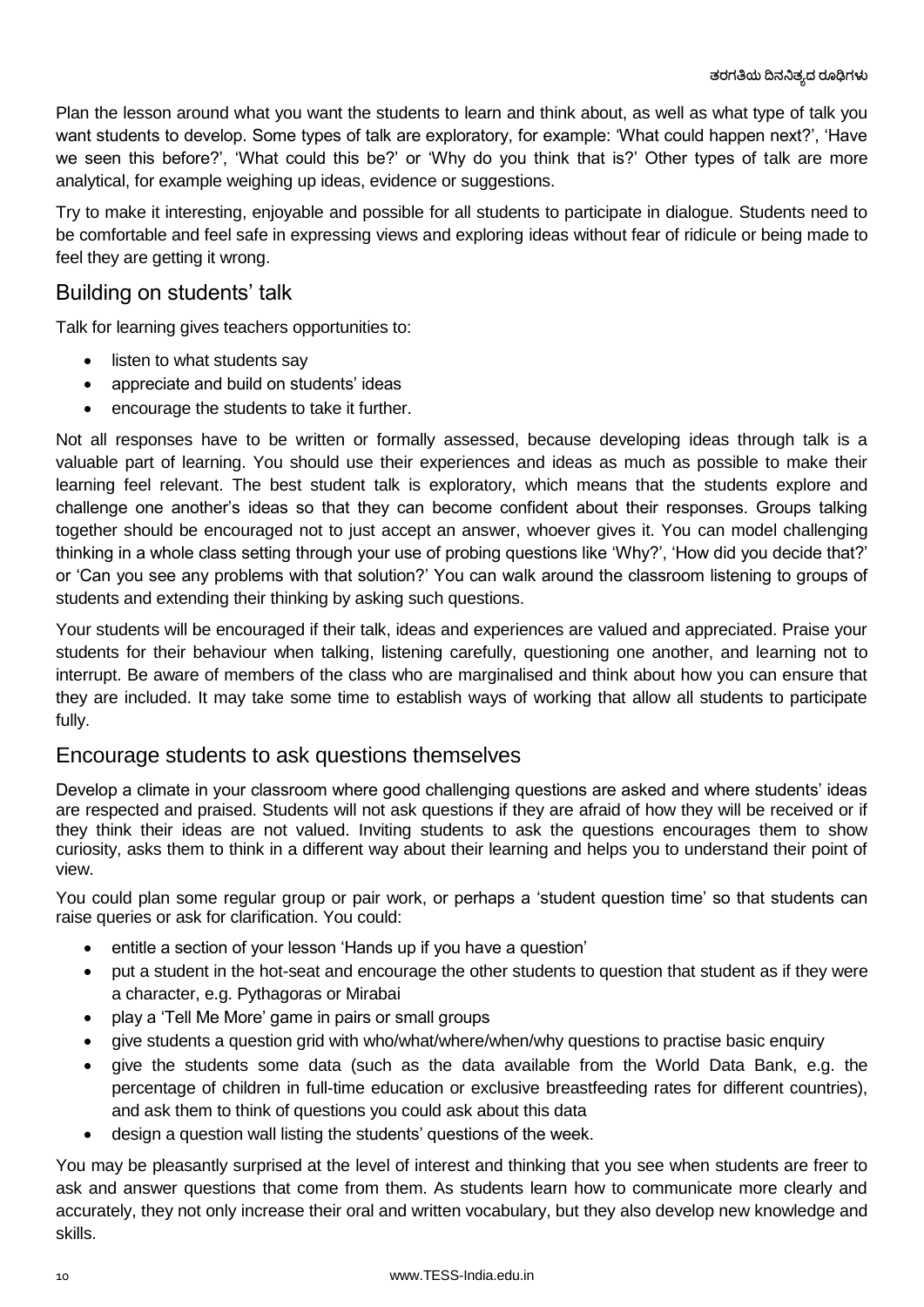Plan the lesson around what you want the students to learn and think about, as well as what type of talk you want students to develop. Some types of talk are exploratory, for example: 'What could happen next?', 'Have we seen this before?', 'What could this be?' or 'Why do you think that is?' Other types of talk are more analytical, for example weighing up ideas, evidence or suggestions.

Try to make it interesting, enjoyable and possible for all students to participate in dialogue. Students need to be comfortable and feel safe in expressing views and exploring ideas without fear of ridicule or being made to feel they are getting it wrong.

## Building on students' talk

Talk for learning gives teachers opportunities to:

- listen to what students say
- appreciate and build on students' ideas
- encourage the students to take it further.

Not all responses have to be written or formally assessed, because developing ideas through talk is a valuable part of learning. You should use their experiences and ideas as much as possible to make their learning feel relevant. The best student talk is exploratory, which means that the students explore and challenge one another's ideas so that they can become confident about their responses. Groups talking together should be encouraged not to just accept an answer, whoever gives it. You can model challenging thinking in a whole class setting through your use of probing questions like 'Why?', 'How did you decide that?' or 'Can you see any problems with that solution?' You can walk around the classroom listening to groups of students and extending their thinking by asking such questions.

Your students will be encouraged if their talk, ideas and experiences are valued and appreciated. Praise your students for their behaviour when talking, listening carefully, questioning one another, and learning not to interrupt. Be aware of members of the class who are marginalised and think about how you can ensure that they are included. It may take some time to establish ways of working that allow all students to participate fully.

## Encourage students to ask questions themselves

Develop a climate in your classroom where good challenging questions are asked and where students' ideas are respected and praised. Students will not ask questions if they are afraid of how they will be received or if they think their ideas are not valued. Inviting students to ask the questions encourages them to show curiosity, asks them to think in a different way about their learning and helps you to understand their point of view.

You could plan some regular group or pair work, or perhaps a 'student question time' so that students can raise queries or ask for clarification. You could:

- entitle a section of your lesson 'Hands up if you have a question'
- put a student in the hot-seat and encourage the other students to question that student as if they were a character, e.g. Pythagoras or Mirabai
- play a 'Tell Me More' game in pairs or small groups
- give students a question grid with who/what/where/when/why questions to practise basic enquiry
- give the students some data (such as the data available from the World Data Bank, e.g. the percentage of children in full-time education or exclusive breastfeeding rates for different countries), and ask them to think of questions you could ask about this data
- design a question wall listing the students' questions of the week.

You may be pleasantly surprised at the level of interest and thinking that you see when students are freer to ask and answer questions that come from them. As students learn how to communicate more clearly and accurately, they not only increase their oral and written vocabulary, but they also develop new knowledge and skills.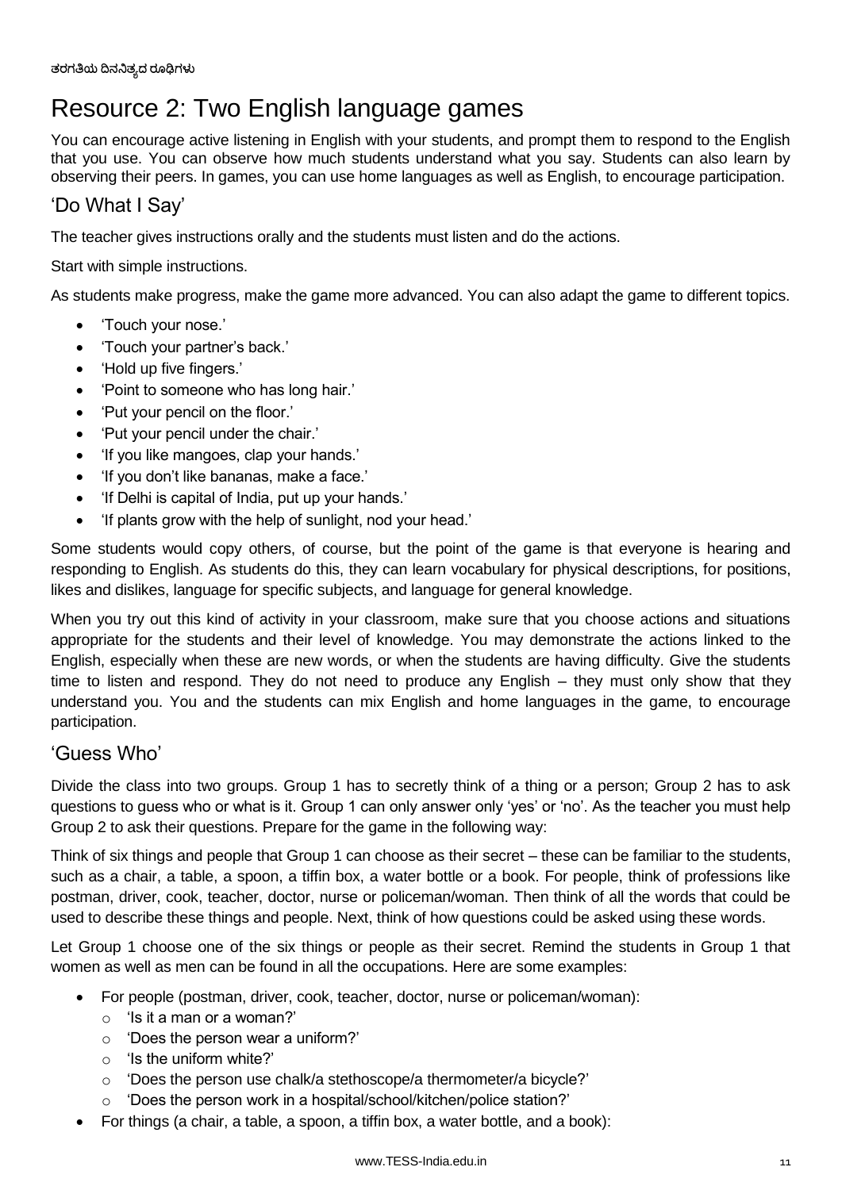# Resource 2: Two English language games

You can encourage active listening in English with your students, and prompt them to respond to the English that you use. You can observe how much students understand what you say. Students can also learn by observing their peers. In games, you can use home languages as well as English, to encourage participation.

## 'Do What I Say'

The teacher gives instructions orally and the students must listen and do the actions.

Start with simple instructions.

As students make progress, make the game more advanced. You can also adapt the game to different topics.

- 'Touch your nose.'
- 'Touch your partner's back.'
- 'Hold up five fingers.'
- 'Point to someone who has long hair.'
- 'Put your pencil on the floor.'
- 'Put your pencil under the chair.'
- 'If you like mangoes, clap your hands.'
- 'If you don't like bananas, make a face.'
- 'If Delhi is capital of India, put up your hands.'
- 'If plants grow with the help of sunlight, nod your head.'

Some students would copy others, of course, but the point of the game is that everyone is hearing and responding to English. As students do this, they can learn vocabulary for physical descriptions, for positions, likes and dislikes, language for specific subjects, and language for general knowledge.

When you try out this kind of activity in your classroom, make sure that you choose actions and situations appropriate for the students and their level of knowledge. You may demonstrate the actions linked to the English, especially when these are new words, or when the students are having difficulty. Give the students time to listen and respond. They do not need to produce any English – they must only show that they understand you. You and the students can mix English and home languages in the game, to encourage participation.

## 'Guess Who'

Divide the class into two groups. Group 1 has to secretly think of a thing or a person; Group 2 has to ask questions to guess who or what is it. Group 1 can only answer only 'yes' or 'no'. As the teacher you must help Group 2 to ask their questions. Prepare for the game in the following way:

Think of six things and people that Group 1 can choose as their secret – these can be familiar to the students, such as a chair, a table, a spoon, a tiffin box, a water bottle or a book. For people, think of professions like postman, driver, cook, teacher, doctor, nurse or policeman/woman. Then think of all the words that could be used to describe these things and people. Next, think of how questions could be asked using these words.

Let Group 1 choose one of the six things or people as their secret. Remind the students in Group 1 that women as well as men can be found in all the occupations. Here are some examples:

- For people (postman, driver, cook, teacher, doctor, nurse or policeman/woman):
  - 'Is it a man or a woman?'
  - 'Does the person wear a uniform?'
  - 'Is the uniform white?'
  - 'Does the person use chalk/a stethoscope/a thermometer/a bicycle?'
  - 'Does the person work in a hospital/school/kitchen/police station?'
- For things (a chair, a table, a spoon, a tiffin box, a water bottle, and a book):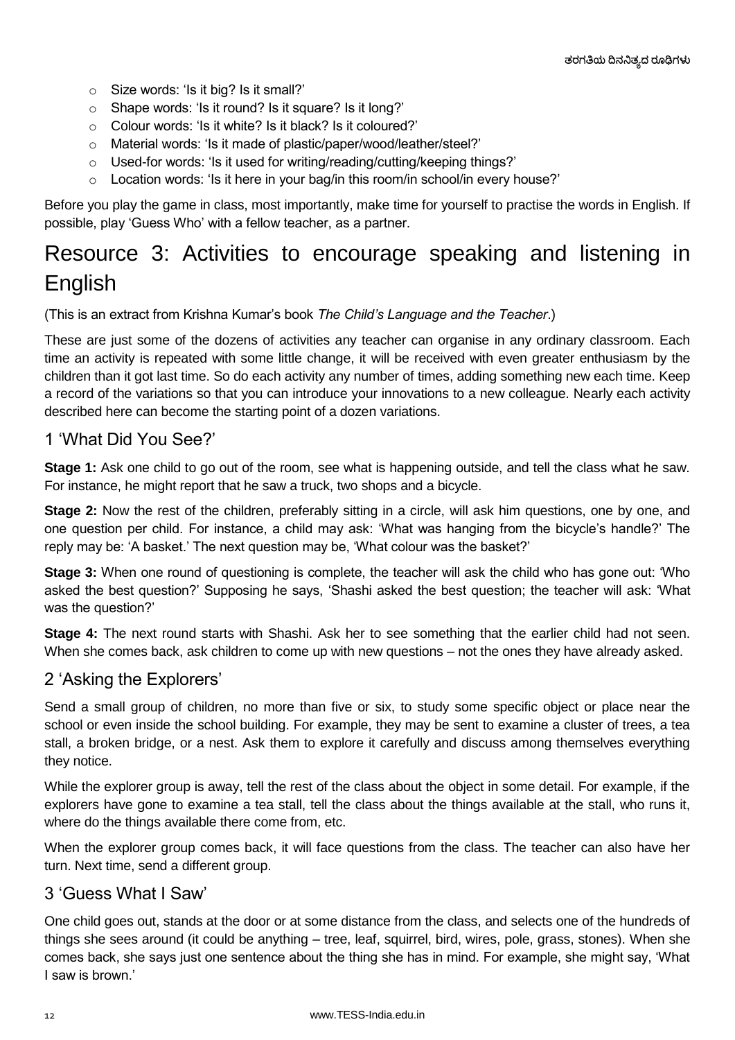- Size words: 'Is it big? Is it small?'
- Shape words: 'Is it round? Is it square? Is it long?'
- Colour words: 'Is it white? Is it black? Is it coloured?'
- Material words: 'Is it made of plastic/paper/wood/leather/steel?'
- Used-for words: 'Is it used for writing/reading/cutting/keeping things?'
- Location words: 'Is it here in your bag/in this room/in school/in every house?'

Before you play the game in class, most importantly, make time for yourself to practise the words in English. If possible, play 'Guess Who' with a fellow teacher, as a partner.

# Resource 3: Activities to encourage speaking and listening in English

(This is an extract from Krishna Kumar's book *The Child's Language and the Teacher*.)

These are just some of the dozens of activities any teacher can organise in any ordinary classroom. Each time an activity is repeated with some little change, it will be received with even greater enthusiasm by the children than it got last time. So do each activity any number of times, adding something new each time. Keep a record of the variations so that you can introduce your innovations to a new colleague. Nearly each activity described here can become the starting point of a dozen variations.

## 1 'What Did You See?'

**Stage 1:** Ask one child to go out of the room, see what is happening outside, and tell the class what he saw. For instance, he might report that he saw a truck, two shops and a bicycle.

**Stage 2:** Now the rest of the children, preferably sitting in a circle, will ask him questions, one by one, and one question per child. For instance, a child may ask: 'What was hanging from the bicycle's handle?' The reply may be: 'A basket.' The next question may be, 'What colour was the basket?'

**Stage 3:** When one round of questioning is complete, the teacher will ask the child who has gone out: 'Who asked the best question?' Supposing he says, 'Shashi asked the best question; the teacher will ask: 'What was the question?'

**Stage 4:** The next round starts with Shashi. Ask her to see something that the earlier child had not seen. When she comes back, ask children to come up with new questions – not the ones they have already asked.

## 2 'Asking the Explorers'

Send a small group of children, no more than five or six, to study some specific object or place near the school or even inside the school building. For example, they may be sent to examine a cluster of trees, a tea stall, a broken bridge, or a nest. Ask them to explore it carefully and discuss among themselves everything they notice.

While the explorer group is away, tell the rest of the class about the object in some detail. For example, if the explorers have gone to examine a tea stall, tell the class about the things available at the stall, who runs it, where do the things available there come from, etc.

When the explorer group comes back, it will face questions from the class. The teacher can also have her turn. Next time, send a different group.

## 3 'Guess What I Saw'

One child goes out, stands at the door or at some distance from the class, and selects one of the hundreds of things she sees around (it could be anything – tree, leaf, squirrel, bird, wires, pole, grass, stones). When she comes back, she says just one sentence about the thing she has in mind. For example, she might say, 'What I saw is brown.'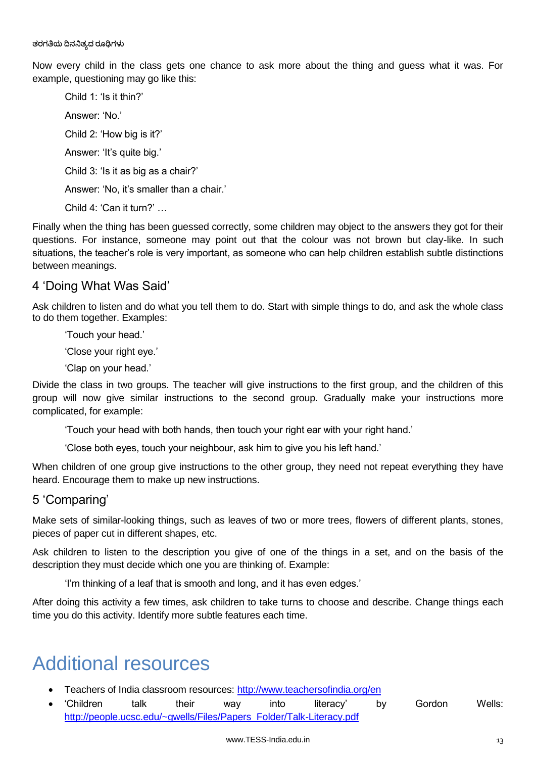Now every child in the class gets one chance to ask more about the thing and guess what it was. For example, questioning may go like this:

Child 1: 'Is it thin?'

Answer: 'No.'

Child 2: 'How big is it?'

Answer: 'It's quite big.'

Child 3: 'Is it as big as a chair?'

Answer: 'No, it's smaller than a chair.'

Child 4: 'Can it turn?' …

Finally when the thing has been guessed correctly, some children may object to the answers they got for their questions. For instance, someone may point out that the colour was not brown but clay-like. In such situations, the teacher's role is very important, as someone who can help children establish subtle distinctions between meanings.

## 4 'Doing What Was Said'

Ask children to listen and do what you tell them to do. Start with simple things to do, and ask the whole class to do them together. Examples:

'Touch your head.'

'Close your right eye.'

'Clap on your head.'

Divide the class in two groups. The teacher will give instructions to the first group, and the children of this group will now give similar instructions to the second group. Gradually make your instructions more complicated, for example:

'Touch your head with both hands, then touch your right ear with your right hand.'

'Close both eyes, touch your neighbour, ask him to give you his left hand.'

When children of one group give instructions to the other group, they need not repeat everything they have heard. Encourage them to make up new instructions.

## 5 'Comparing'

Make sets of similar-looking things, such as leaves of two or more trees, flowers of different plants, stones, pieces of paper cut in different shapes, etc.

Ask children to listen to the description you give of one of the things in a set, and on the basis of the description they must decide which one you are thinking of. Example:

'I'm thinking of a leaf that is smooth and long, and it has even edges.'

After doing this activity a few times, ask children to take turns to choose and describe. Change things each time you do this activity. Identify more subtle features each time.

# Additional resources

- Teachers of India classroom resources: http://www.teachersofindia.org/en
- 'Children talk their way into literacy' by Gordon Wells: http://people.ucsc.edu/~gwells/Files/Papers_Folder/Talk-Literacy.pdf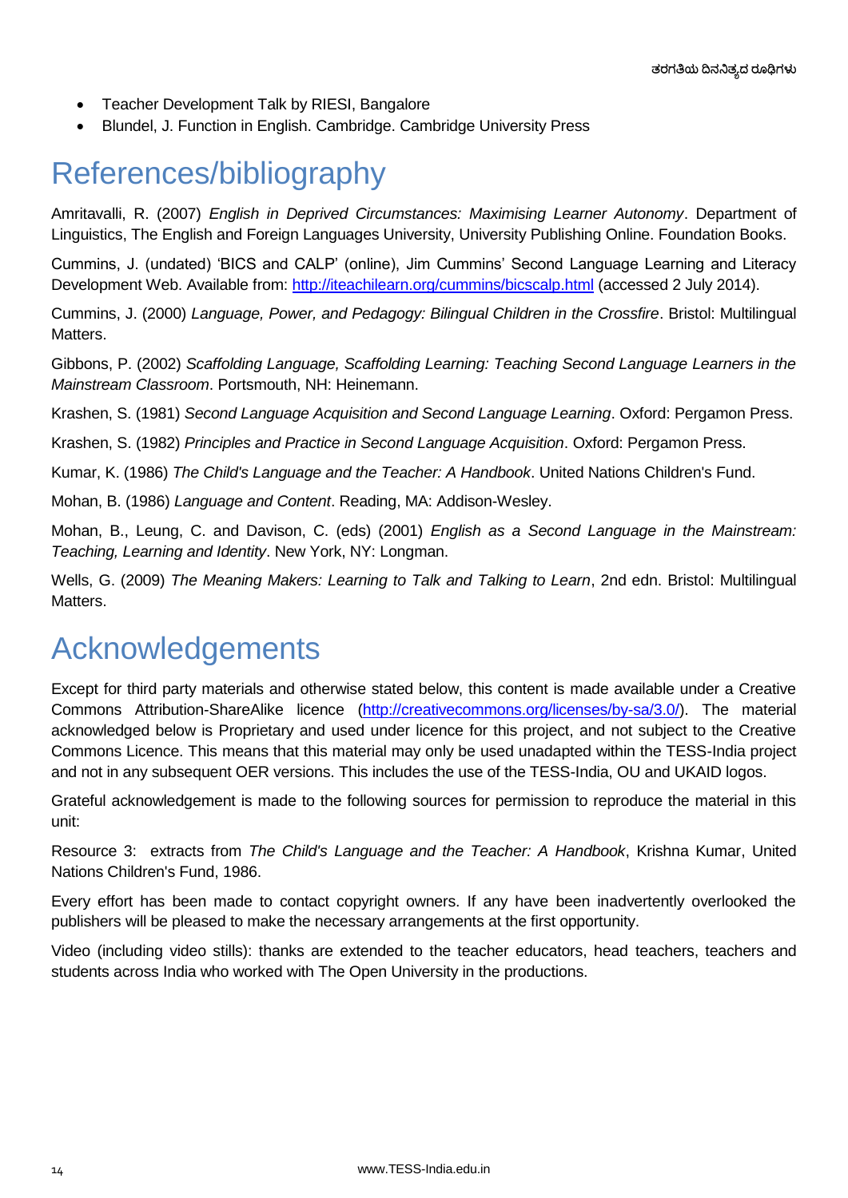- Teacher Development Talk by RIESI, Bangalore
- Blundel, J. Function in English. Cambridge. Cambridge University Press

# References/bibliography

Amritavalli, R. (2007) *English in Deprived Circumstances: Maximising Learner Autonomy*. Department of Linguistics, The English and Foreign Languages University, University Publishing Online. Foundation Books.

Cummins, J. (undated) 'BICS and CALP' (online), Jim Cummins' Second Language Learning and Literacy Development Web. Available from: http://iteachilearn.org/cummins/bicscalp.html (accessed 2 July 2014).

Cummins, J. (2000) *Language, Power, and Pedagogy: Bilingual Children in the Crossfire*. Bristol: Multilingual Matters.

Gibbons, P. (2002) *Scaffolding Language, Scaffolding Learning: Teaching Second Language Learners in the Mainstream Classroom*. Portsmouth, NH: Heinemann.

Krashen, S. (1981) *Second Language Acquisition and Second Language Learning*. Oxford: Pergamon Press.

Krashen, S. (1982) *Principles and Practice in Second Language Acquisition*. Oxford: Pergamon Press.

Kumar, K. (1986) *The Child's Language and the Teacher: A Handbook*. United Nations Children's Fund.

Mohan, B. (1986) *Language and Content*. Reading, MA: Addison-Wesley.

Mohan, B., Leung, C. and Davison, C. (eds) (2001) *English as a Second Language in the Mainstream: Teaching, Learning and Identity*. New York, NY: Longman.

Wells, G. (2009) *The Meaning Makers: Learning to Talk and Talking to Learn*, 2nd edn. Bristol: Multilingual Matters.

# Acknowledgements

Except for third party materials and otherwise stated below, this content is made available under a Creative Commons Attribution-ShareAlike licence (http://creativecommons.org/licenses/by-sa/3.0/). The material acknowledged below is Proprietary and used under licence for this project, and not subject to the Creative Commons Licence. This means that this material may only be used unadapted within the TESS-India project and not in any subsequent OER versions. This includes the use of the TESS-India, OU and UKAID logos.

Grateful acknowledgement is made to the following sources for permission to reproduce the material in this unit:

Resource 3: extracts from *The Child's Language and the Teacher: A Handbook*, Krishna Kumar, United Nations Children's Fund, 1986.

Every effort has been made to contact copyright owners. If any have been inadvertently overlooked the publishers will be pleased to make the necessary arrangements at the first opportunity.

Video (including video stills): thanks are extended to the teacher educators, head teachers, teachers and students across India who worked with The Open University in the productions.